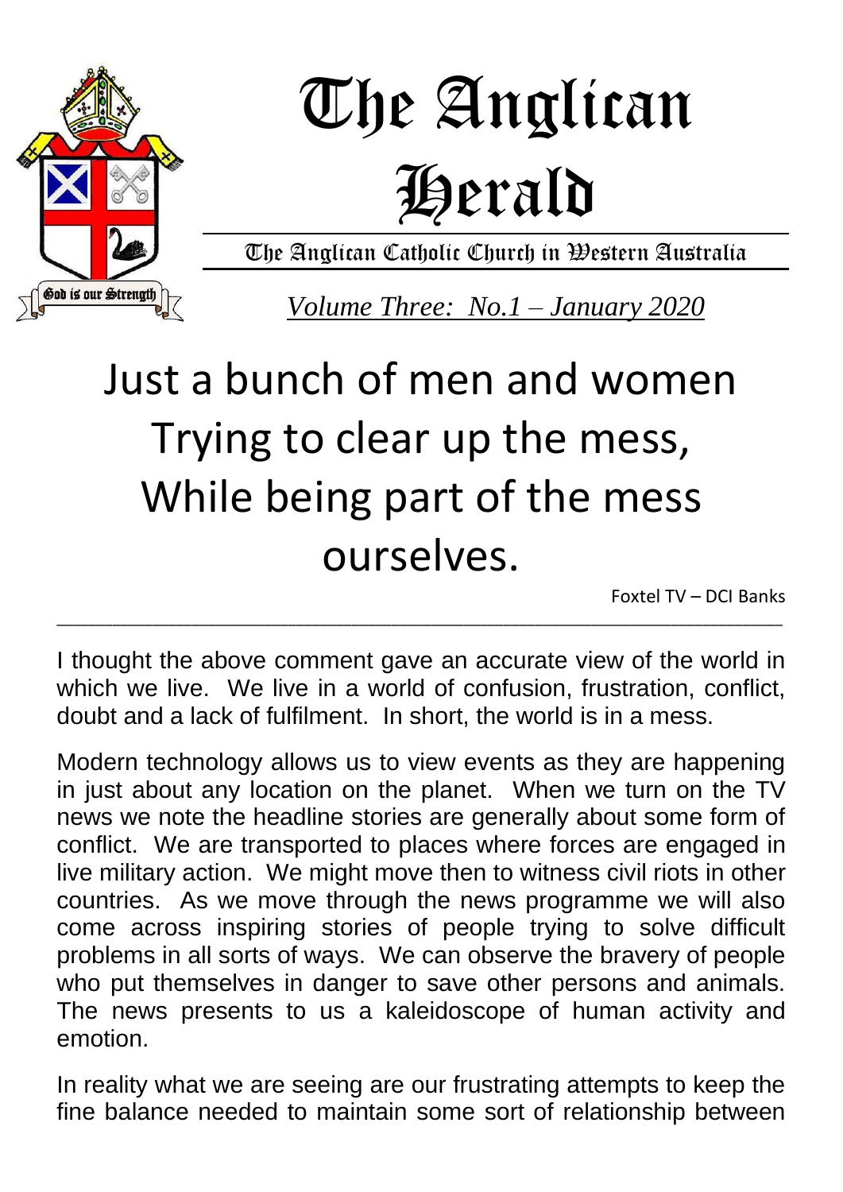# The Anglican Herald

The Anglican Catholic Church in Western Australia

*Volume Three: No.1 – January 2020*

## Just a bunch of men and women Trying to clear up the mess, While being part of the mess ourselves.

Foxtel TV – DCI Banks

---

I thought the above comment gave an accurate view of the world in which we live. We live in a world of confusion, frustration, conflict, doubt and a lack of fulfilment. In short, the world is in a mess.

Modern technology allows us to view events as they are happening in just about any location on the planet. When we turn on the TV news we note the headline stories are generally about some form of conflict. We are transported to places where forces are engaged in live military action. We might move then to witness civil riots in other countries. As we move through the news programme we will also come across inspiring stories of people trying to solve difficult problems in all sorts of ways. We can observe the bravery of people who put themselves in danger to save other persons and animals. The news presents to us a kaleidoscope of human activity and emotion.

In reality what we are seeing are our frustrating attempts to keep the fine balance needed to maintain some sort of relationship between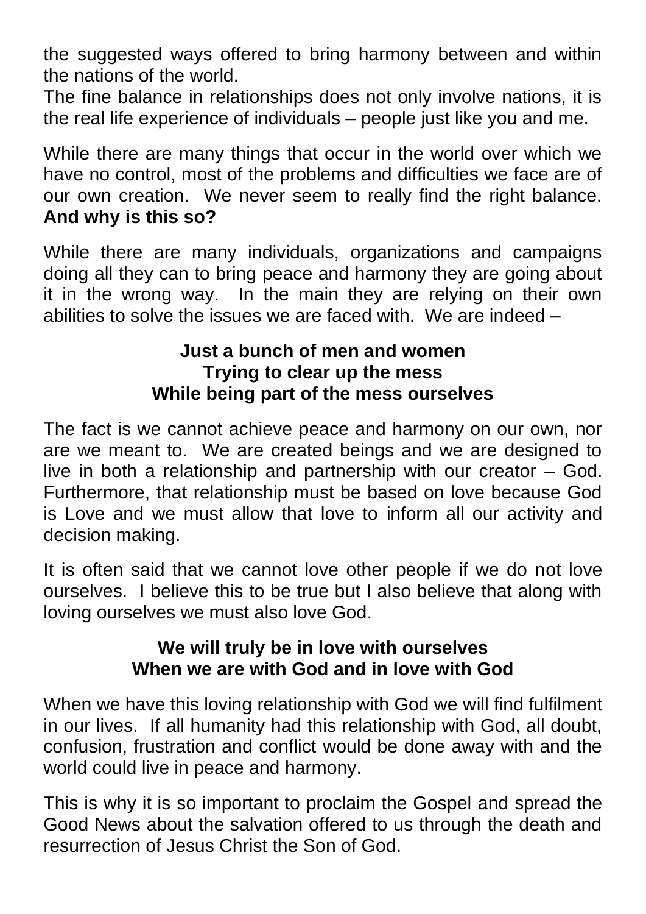the suggested ways offered to bring harmony between and within the nations of the world.

The fine balance in relationships does not only involve nations, it is the real life experience of individuals – people just like you and me.

While there are many things that occur in the world over which we have no control, most of the problems and difficulties we face are of our own creation. We never seem to really find the right balance. **And why is this so?**

While there are many individuals, organizations and campaigns doing all they can to bring peace and harmony they are going about it in the wrong way. In the main they are relying on their own abilities to solve the issues we are faced with. We are indeed –

**Just a bunch of men and women**
**Trying to clear up the mess**
**While being part of the mess ourselves**

The fact is we cannot achieve peace and harmony on our own, nor are we meant to. We are created beings and we are designed to live in both a relationship and partnership with our creator – God. Furthermore, that relationship must be based on love because God is Love and we must allow that love to inform all our activity and decision making.

It is often said that we cannot love other people if we do not love ourselves. I believe this to be true but I also believe that along with loving ourselves we must also love God.

**We will truly be in love with ourselves**
**When we are with God and in love with God**

When we have this loving relationship with God we will find fulfilment in our lives. If all humanity had this relationship with God, all doubt, confusion, frustration and conflict would be done away with and the world could live in peace and harmony.

This is why it is so important to proclaim the Gospel and spread the Good News about the salvation offered to us through the death and resurrection of Jesus Christ the Son of God.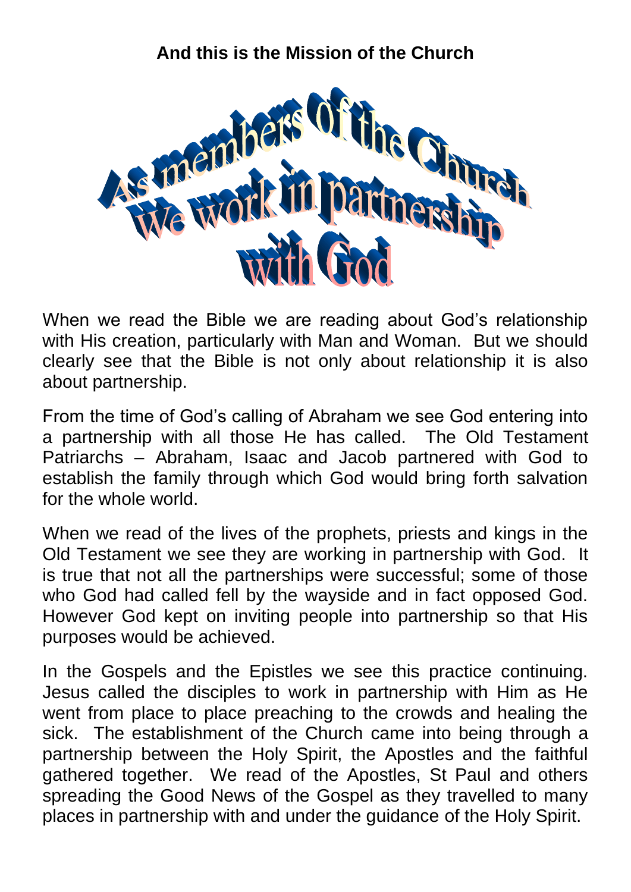**And this is the Mission of the Church**

As members of the Church
We work in partnership
with God

When we read the Bible we are reading about God's relationship with His creation, particularly with Man and Woman. But we should clearly see that the Bible is not only about relationship it is also about partnership.

From the time of God's calling of Abraham we see God entering into a partnership with all those He has called. The Old Testament Patriarchs – Abraham, Isaac and Jacob partnered with God to establish the family through which God would bring forth salvation for the whole world.

When we read of the lives of the prophets, priests and kings in the Old Testament we see they are working in partnership with God. It is true that not all the partnerships were successful; some of those who God had called fell by the wayside and in fact opposed God. However God kept on inviting people into partnership so that His purposes would be achieved.

In the Gospels and the Epistles we see this practice continuing. Jesus called the disciples to work in partnership with Him as He went from place to place preaching to the crowds and healing the sick. The establishment of the Church came into being through a partnership between the Holy Spirit, the Apostles and the faithful gathered together. We read of the Apostles, St Paul and others spreading the Good News of the Gospel as they travelled to many places in partnership with and under the guidance of the Holy Spirit.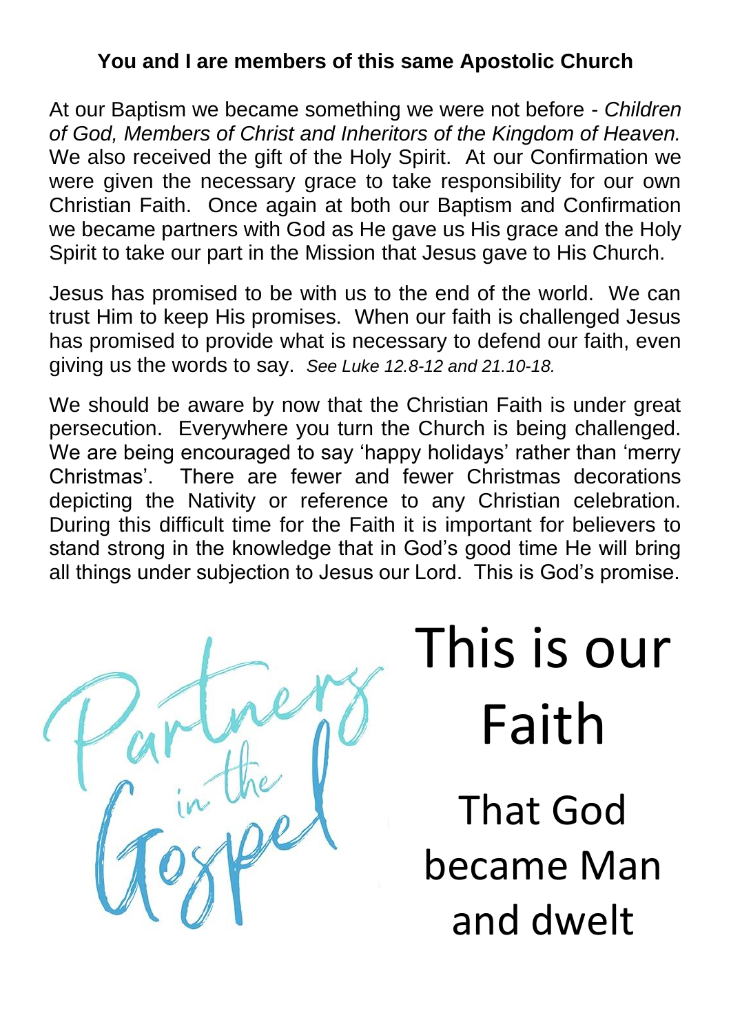**You and I are members of this same Apostolic Church**

At our Baptism we became something we were not before - *Children of God, Members of Christ and Inheritors of the Kingdom of Heaven.* We also received the gift of the Holy Spirit. At our Confirmation we were given the necessary grace to take responsibility for our own Christian Faith. Once again at both our Baptism and Confirmation we became partners with God as He gave us His grace and the Holy Spirit to take our part in the Mission that Jesus gave to His Church.

Jesus has promised to be with us to the end of the world. We can trust Him to keep His promises. When our faith is challenged Jesus has promised to provide what is necessary to defend our faith, even giving us the words to say. *See Luke 12.8-12 and 21.10-18.*

We should be aware by now that the Christian Faith is under great persecution. Everywhere you turn the Church is being challenged. We are being encouraged to say 'happy holidays' rather than 'merry Christmas'. There are fewer and fewer Christmas decorations depicting the Nativity or reference to any Christian celebration. During this difficult time for the Faith it is important for believers to stand strong in the knowledge that in God's good time He will bring all things under subjection to Jesus our Lord. This is God's promise.

Partners in the Gospel

# This is our Faith

## That God became Man and dwelt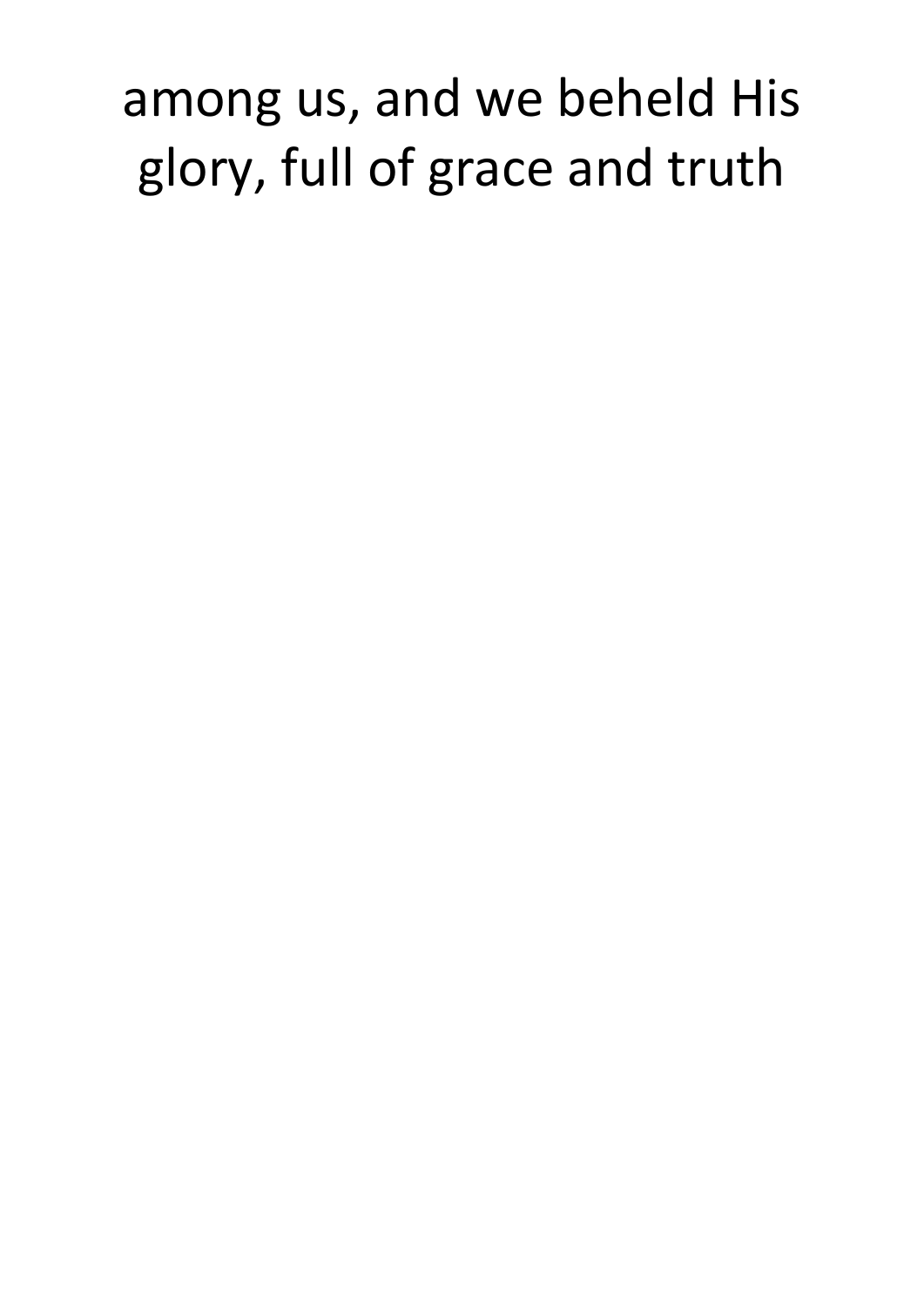among us, and we beheld His glory, full of grace and truth